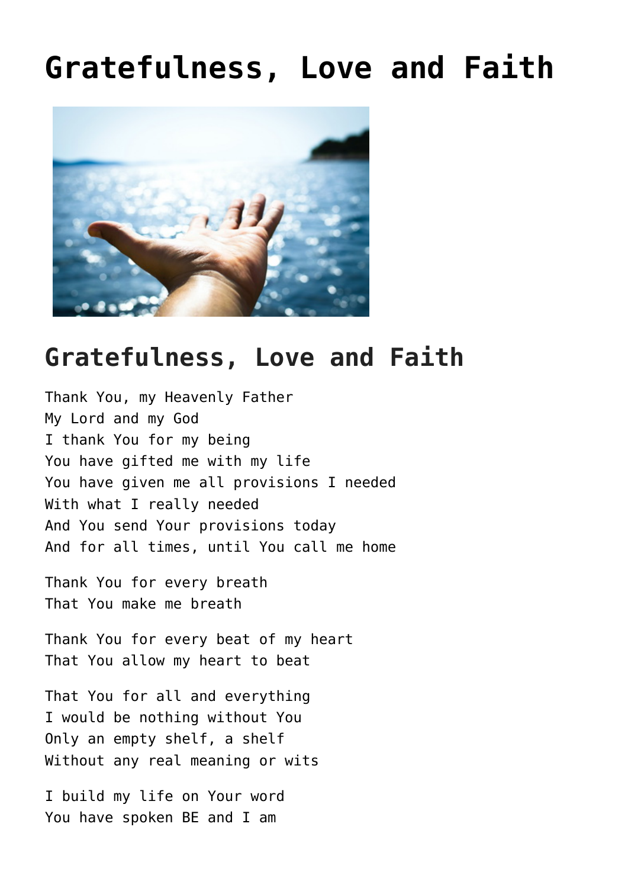# Gratefulness, Love and Faith

## Gratefulness, Love and Faith

Thank You, my Heavenly Father
My Lord and my God
I thank You for my being
You have gifted me with my life
You have given me all provisions I needed
With what I really needed
And You send Your provisions today
And for all times, until You call me home

Thank You for every breath
That You make me breath

Thank You for every beat of my heart
That You allow my heart to beat

That You for all and everything
I would be nothing without You
Only an empty shelf, a shelf
Without any real meaning or wits

I build my life on Your word
You have spoken BE and I am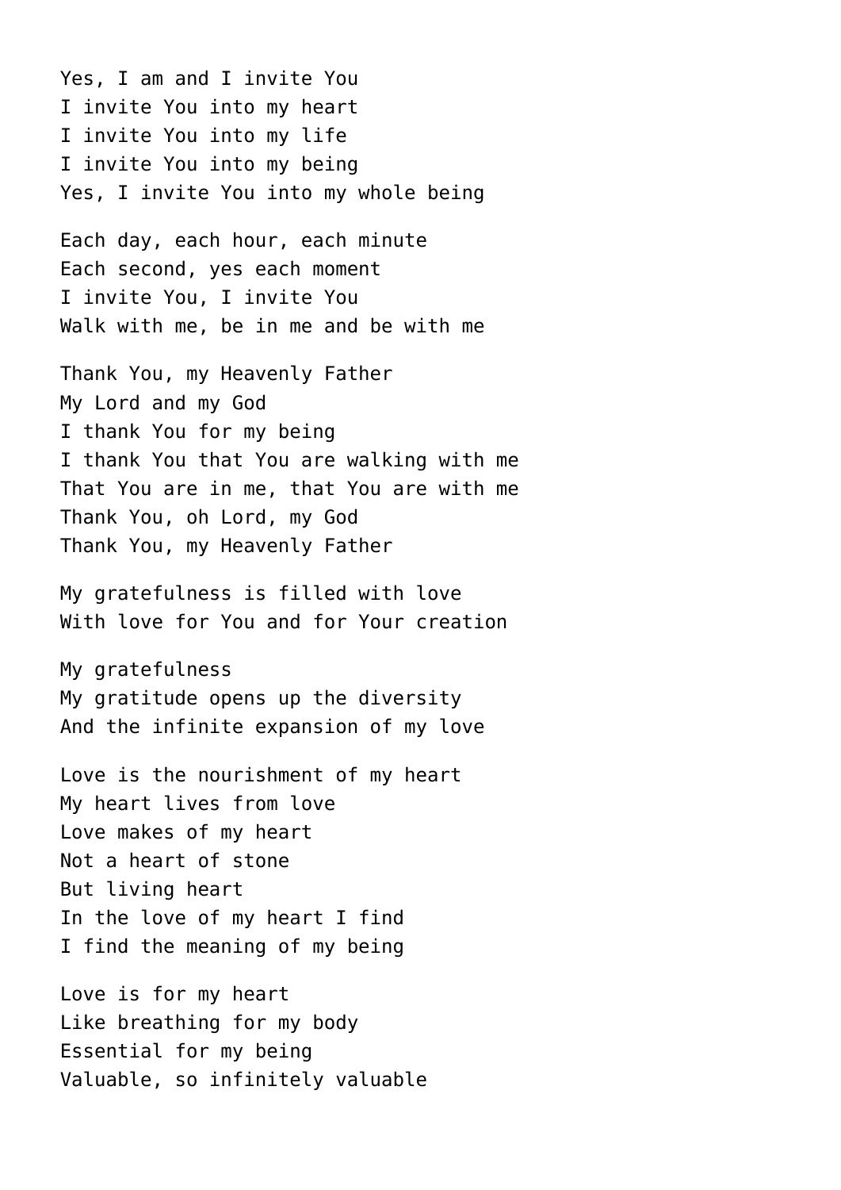Yes, I am and I invite You
I invite You into my heart
I invite You into my life
I invite You into my being
Yes, I invite You into my whole being

Each day, each hour, each minute
Each second, yes each moment
I invite You, I invite You
Walk with me, be in me and be with me

Thank You, my Heavenly Father
My Lord and my God
I thank You for my being
I thank You that You are walking with me
That You are in me, that You are with me
Thank You, oh Lord, my God
Thank You, my Heavenly Father

My gratefulness is filled with love
With love for You and for Your creation

My gratefulness
My gratitude opens up the diversity
And the infinite expansion of my love

Love is the nourishment of my heart
My heart lives from love
Love makes of my heart
Not a heart of stone
But living heart
In the love of my heart I find
I find the meaning of my being

Love is for my heart
Like breathing for my body
Essential for my being
Valuable, so infinitely valuable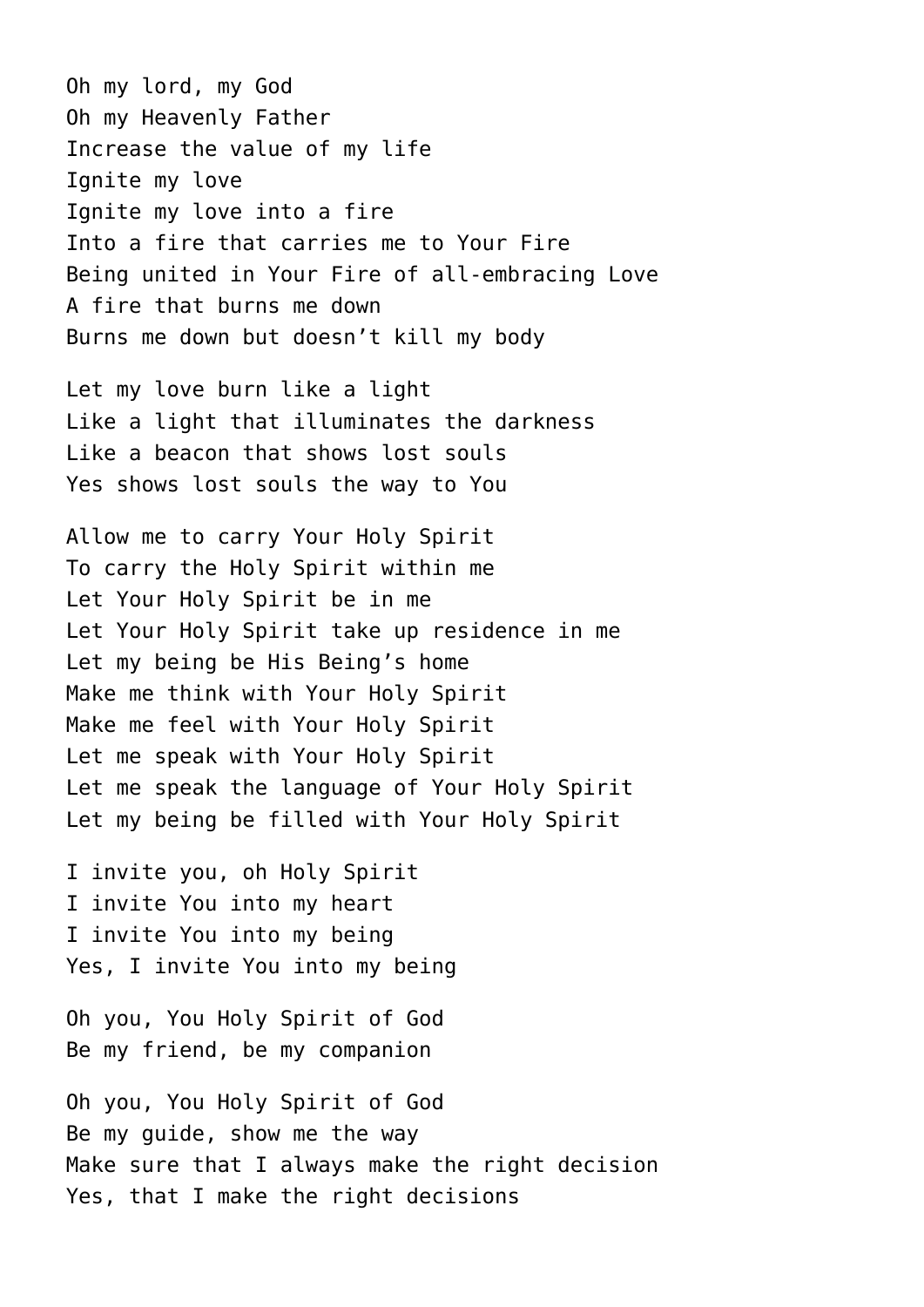Oh my lord, my God
Oh my Heavenly Father
Increase the value of my life
Ignite my love
Ignite my love into a fire
Into a fire that carries me to Your Fire
Being united in Your Fire of all-embracing Love
A fire that burns me down
Burns me down but doesn’t kill my body

Let my love burn like a light
Like a light that illuminates the darkness
Like a beacon that shows lost souls
Yes shows lost souls the way to You

Allow me to carry Your Holy Spirit
To carry the Holy Spirit within me
Let Your Holy Spirit be in me
Let Your Holy Spirit take up residence in me
Let my being be His Being’s home
Make me think with Your Holy Spirit
Make me feel with Your Holy Spirit
Let me speak with Your Holy Spirit
Let me speak the language of Your Holy Spirit
Let my being be filled with Your Holy Spirit

I invite you, oh Holy Spirit
I invite You into my heart
I invite You into my being
Yes, I invite You into my being

Oh you, You Holy Spirit of God
Be my friend, be my companion

Oh you, You Holy Spirit of God
Be my guide, show me the way
Make sure that I always make the right decision
Yes, that I make the right decisions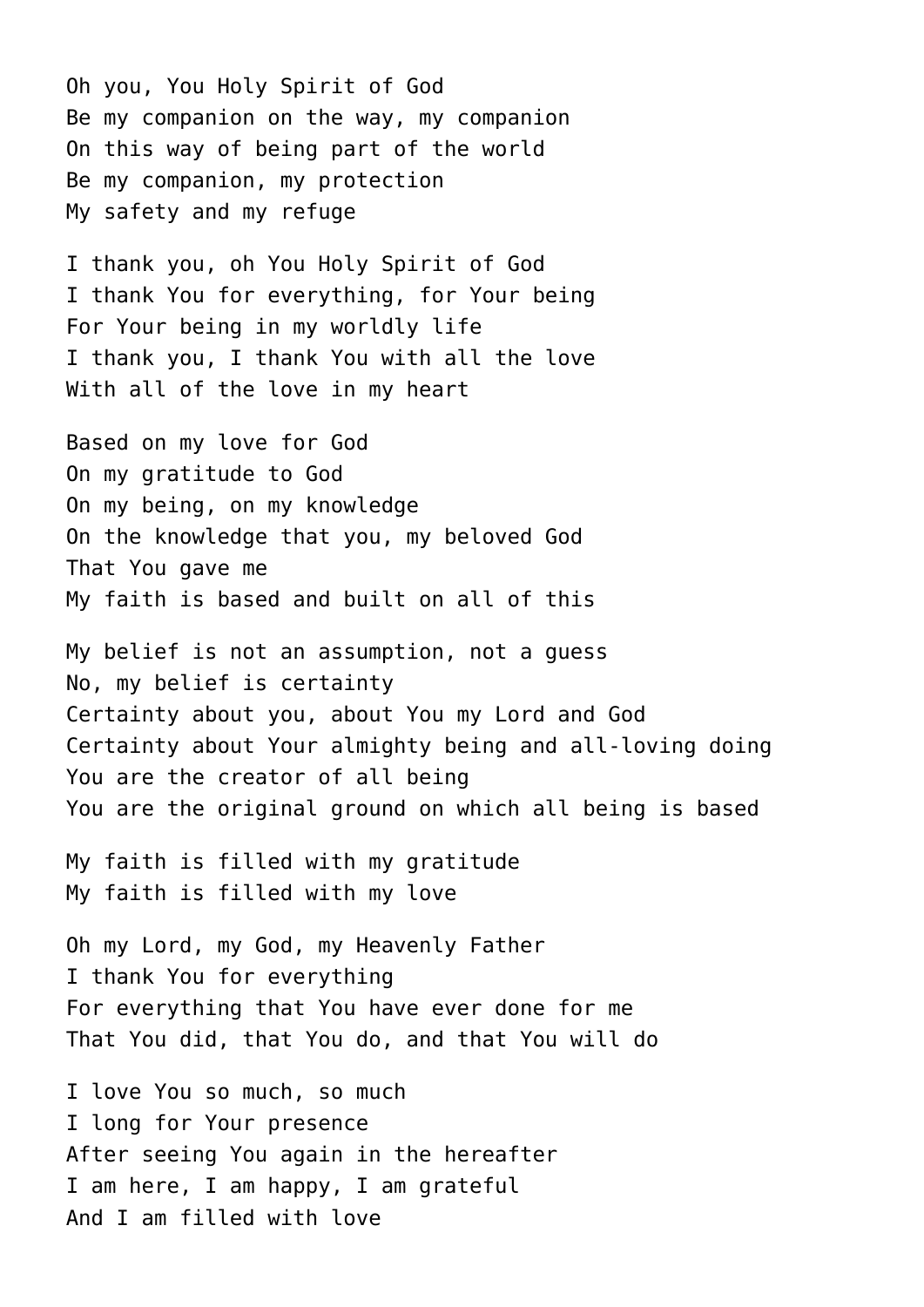Oh you, You Holy Spirit of God
Be my companion on the way, my companion
On this way of being part of the world
Be my companion, my protection
My safety and my refuge

I thank you, oh You Holy Spirit of God
I thank You for everything, for Your being
For Your being in my worldly life
I thank you, I thank You with all the love
With all of the love in my heart

Based on my love for God
On my gratitude to God
On my being, on my knowledge
On the knowledge that you, my beloved God
That You gave me
My faith is based and built on all of this

My belief is not an assumption, not a guess
No, my belief is certainty
Certainty about you, about You my Lord and God
Certainty about Your almighty being and all-loving doing
You are the creator of all being
You are the original ground on which all being is based

My faith is filled with my gratitude
My faith is filled with my love

Oh my Lord, my God, my Heavenly Father
I thank You for everything
For everything that You have ever done for me
That You did, that You do, and that You will do

I love You so much, so much
I long for Your presence
After seeing You again in the hereafter
I am here, I am happy, I am grateful
And I am filled with love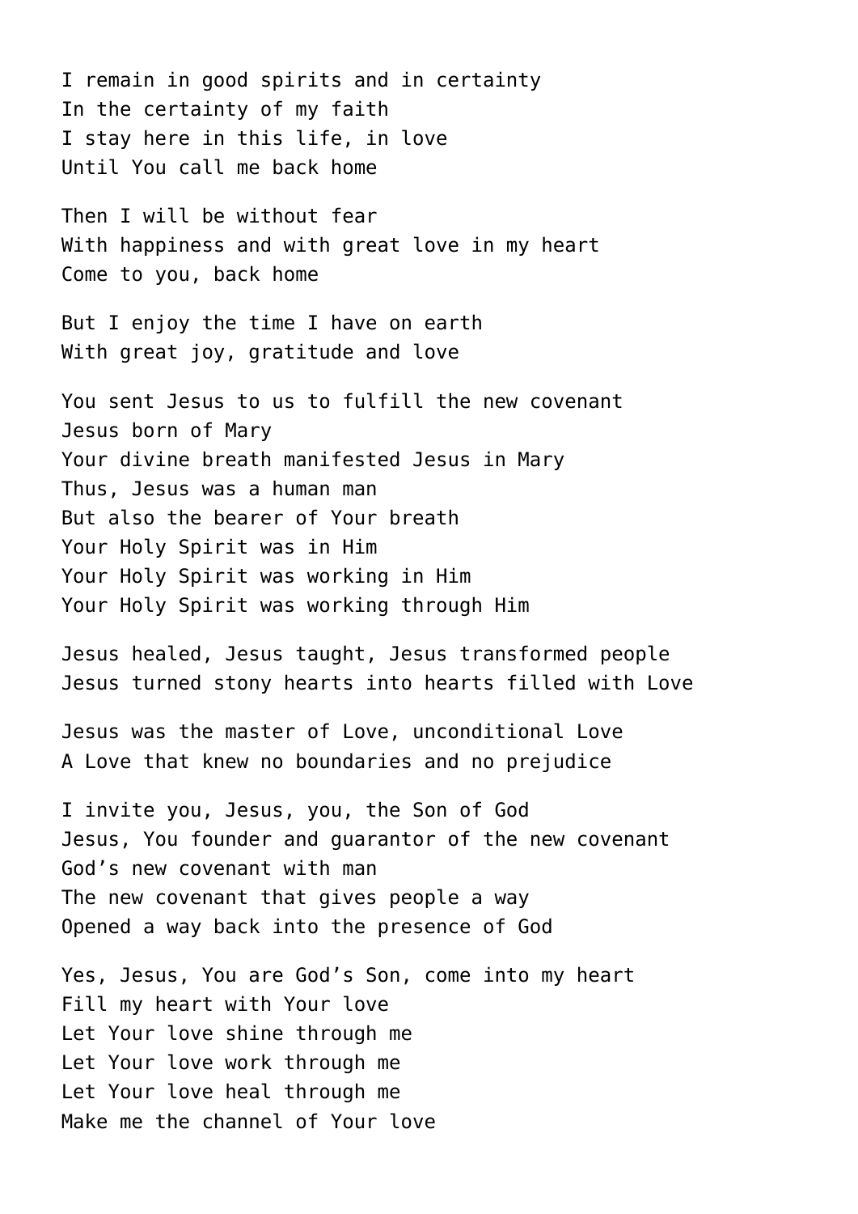I remain in good spirits and in certainty
In the certainty of my faith
I stay here in this life, in love
Until You call me back home

Then I will be without fear
With happiness and with great love in my heart
Come to you, back home

But I enjoy the time I have on earth
With great joy, gratitude and love

You sent Jesus to us to fulfill the new covenant
Jesus born of Mary
Your divine breath manifested Jesus in Mary
Thus, Jesus was a human man
But also the bearer of Your breath
Your Holy Spirit was in Him
Your Holy Spirit was working in Him
Your Holy Spirit was working through Him

Jesus healed, Jesus taught, Jesus transformed people
Jesus turned stony hearts into hearts filled with Love

Jesus was the master of Love, unconditional Love
A Love that knew no boundaries and no prejudice

I invite you, Jesus, you, the Son of God
Jesus, You founder and guarantor of the new covenant
God's new covenant with man
The new covenant that gives people a way
Opened a way back into the presence of God

Yes, Jesus, You are God's Son, come into my heart
Fill my heart with Your love
Let Your love shine through me
Let Your love work through me
Let Your love heal through me
Make me the channel of Your love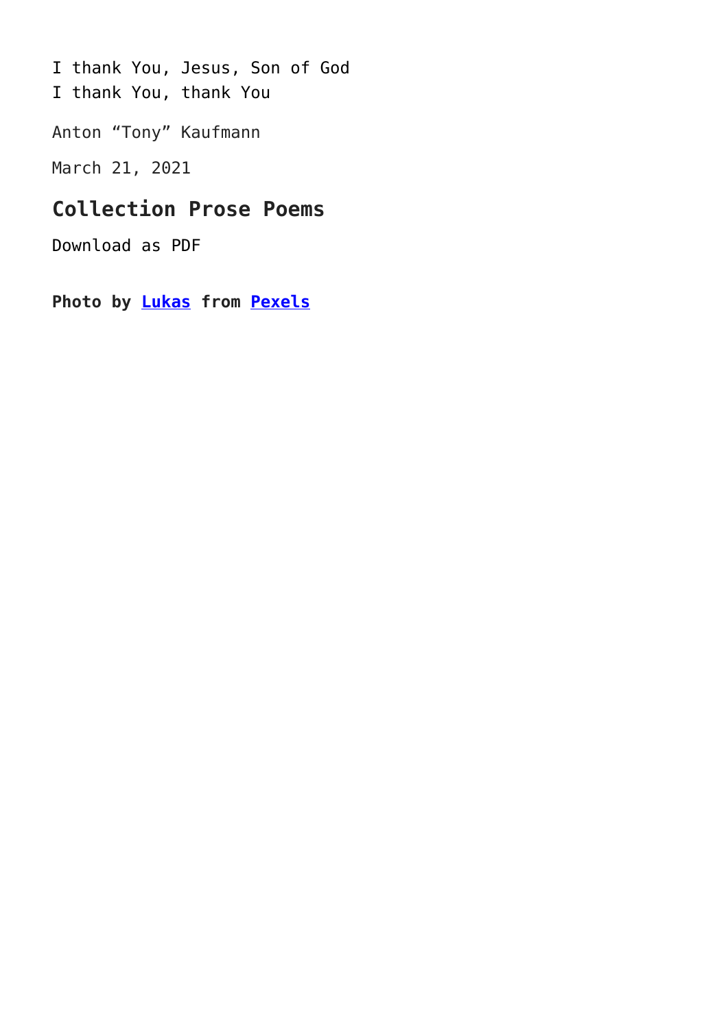I thank You, Jesus, Son of God
I thank You, thank You

Anton “Tony” Kaufmann

March 21, 2021

## Collection Prose Poems

Download as PDF

**Photo by Lukas from Pexels**